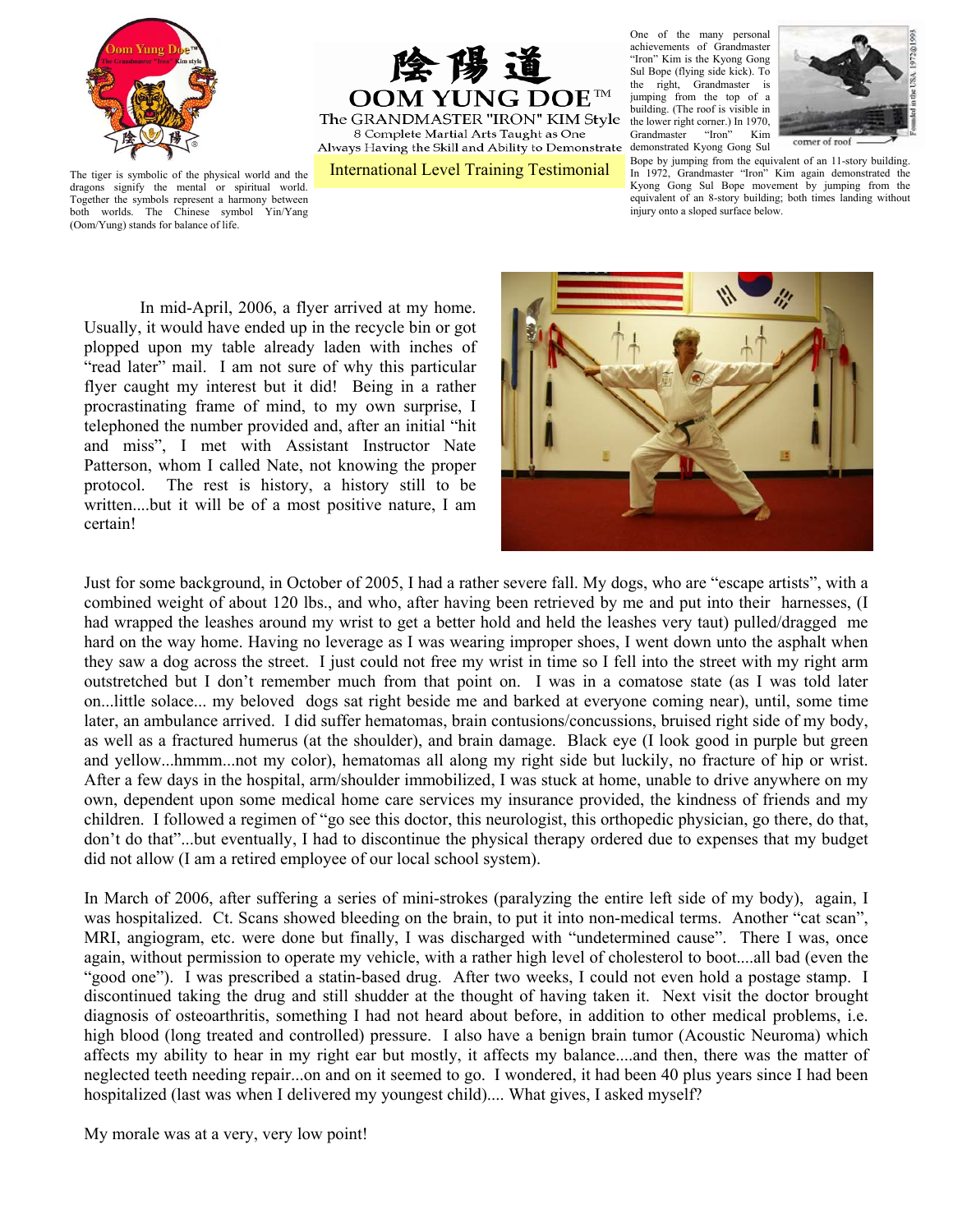陰陽道

# OOM YUNG DOE™

The GRANDMASTER "IRON" KIM Style

8 Complete Martial Arts Taught as One

Always Having the Skill and Ability to Demonstrate

## International Level Training Testimonial

The tiger is symbolic of the physical world and the dragons signify the mental or spiritual world. Together the symbols represent a harmony between both worlds. The Chinese symbol Yin/Yang (Oom/Yung) stands for balance of life.

One of the many personal achievements of Grandmaster "Iron" Kim is the Kyong Gong Sul Bope (flying side kick). To the right, Grandmaster is jumping from the top of a building. (The roof is visible in the lower right corner.) In 1970, Grandmaster "Iron" Kim demonstrated Kyong Gong Sul Bope by jumping from the equivalent of an 11-story building. In 1972, Grandmaster "Iron" Kim again demonstrated the Kyong Gong Sul Bope movement by jumping from the equivalent of an 8-story building; both times landing without injury onto a sloped surface below.

corner of roof

In mid-April, 2006, a flyer arrived at my home. Usually, it would have ended up in the recycle bin or got plopped upon my table already laden with inches of "read later" mail. I am not sure of why this particular flyer caught my interest but it did! Being in a rather procrastinating frame of mind, to my own surprise, I telephoned the number provided and, after an initial "hit and miss", I met with Assistant Instructor Nate Patterson, whom I called Nate, not knowing the proper protocol. The rest is history, a history still to be written....but it will be of a most positive nature, I am certain!

Just for some background, in October of 2005, I had a rather severe fall. My dogs, who are "escape artists", with a combined weight of about 120 lbs., and who, after having been retrieved by me and put into their harnesses, (I had wrapped the leashes around my wrist to get a better hold and held the leashes very taut) pulled/dragged me hard on the way home. Having no leverage as I was wearing improper shoes, I went down unto the asphalt when they saw a dog across the street. I just could not free my wrist in time so I fell into the street with my right arm outstretched but I don't remember much from that point on. I was in a comatose state (as I was told later on...little solace... my beloved dogs sat right beside me and barked at everyone coming near), until, some time later, an ambulance arrived. I did suffer hematomas, brain contusions/concussions, bruised right side of my body, as well as a fractured humerus (at the shoulder), and brain damage. Black eye (I look good in purple but green and yellow...hmmm...not my color), hematomas all along my right side but luckily, no fracture of hip or wrist. After a few days in the hospital, arm/shoulder immobilized, I was stuck at home, unable to drive anywhere on my own, dependent upon some medical home care services my insurance provided, the kindness of friends and my children. I followed a regimen of "go see this doctor, this neurologist, this orthopedic physician, go there, do that, don't do that"...but eventually, I had to discontinue the physical therapy ordered due to expenses that my budget did not allow (I am a retired employee of our local school system).

In March of 2006, after suffering a series of mini-strokes (paralyzing the entire left side of my body), again, I was hospitalized. Ct. Scans showed bleeding on the brain, to put it into non-medical terms. Another "cat scan", MRI, angiogram, etc. were done but finally, I was discharged with "undetermined cause". There I was, once again, without permission to operate my vehicle, with a rather high level of cholesterol to boot....all bad (even the "good one"). I was prescribed a statin-based drug. After two weeks, I could not even hold a postage stamp. I discontinued taking the drug and still shudder at the thought of having taken it. Next visit the doctor brought diagnosis of osteoarthritis, something I had not heard about before, in addition to other medical problems, i.e. high blood (long treated and controlled) pressure. I also have a benign brain tumor (Acoustic Neuroma) which affects my ability to hear in my right ear but mostly, it affects my balance....and then, there was the matter of neglected teeth needing repair...on and on it seemed to go. I wondered, it had been 40 plus years since I had been hospitalized (last was when I delivered my youngest child).... What gives, I asked myself?

My morale was at a very, very low point!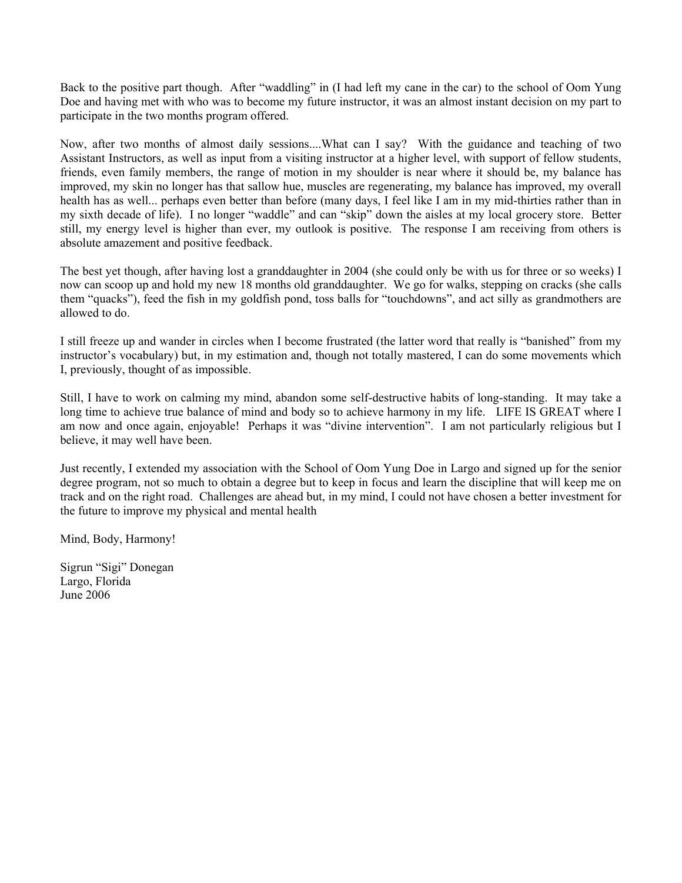Back to the positive part though. After "waddling" in (I had left my cane in the car) to the school of Oom Yung Doe and having met with who was to become my future instructor, it was an almost instant decision on my part to participate in the two months program offered.

Now, after two months of almost daily sessions....What can I say? With the guidance and teaching of two Assistant Instructors, as well as input from a visiting instructor at a higher level, with support of fellow students, friends, even family members, the range of motion in my shoulder is near where it should be, my balance has improved, my skin no longer has that sallow hue, muscles are regenerating, my balance has improved, my overall health has as well... perhaps even better than before (many days, I feel like I am in my mid-thirties rather than in my sixth decade of life). I no longer "waddle" and can "skip" down the aisles at my local grocery store. Better still, my energy level is higher than ever, my outlook is positive. The response I am receiving from others is absolute amazement and positive feedback.

The best yet though, after having lost a granddaughter in 2004 (she could only be with us for three or so weeks) I now can scoop up and hold my new 18 months old granddaughter. We go for walks, stepping on cracks (she calls them "quacks"), feed the fish in my goldfish pond, toss balls for "touchdowns", and act silly as grandmothers are allowed to do.

I still freeze up and wander in circles when I become frustrated (the latter word that really is "banished" from my instructor's vocabulary) but, in my estimation and, though not totally mastered, I can do some movements which I, previously, thought of as impossible.

Still, I have to work on calming my mind, abandon some self-destructive habits of long-standing. It may take a long time to achieve true balance of mind and body so to achieve harmony in my life. LIFE IS GREAT where I am now and once again, enjoyable! Perhaps it was "divine intervention". I am not particularly religious but I believe, it may well have been.

Just recently, I extended my association with the School of Oom Yung Doe in Largo and signed up for the senior degree program, not so much to obtain a degree but to keep in focus and learn the discipline that will keep me on track and on the right road. Challenges are ahead but, in my mind, I could not have chosen a better investment for the future to improve my physical and mental health

Mind, Body, Harmony!

Sigrun "Sigi" Donegan  
Largo, Florida  
June 2006